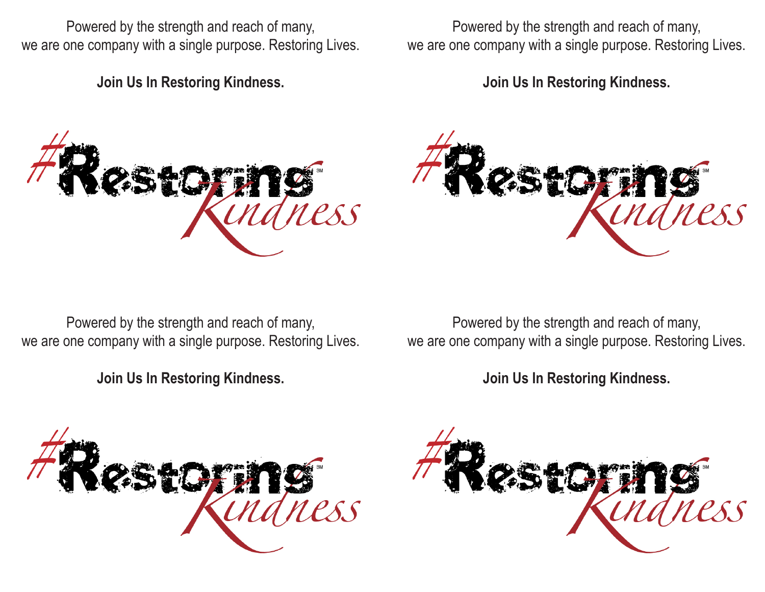Powered by the strength and reach of many,
we are one company with a single purpose. Restoring Lives.

**Join Us In Restoring Kindness.**

#Restoring Kindness℠

Powered by the strength and reach of many,
we are one company with a single purpose. Restoring Lives.

**Join Us In Restoring Kindness.**

#Restoring Kindness℠

Powered by the strength and reach of many,
we are one company with a single purpose. Restoring Lives.

**Join Us In Restoring Kindness.**

#Restoring Kindness℠

Powered by the strength and reach of many,
we are one company with a single purpose. Restoring Lives.

**Join Us In Restoring Kindness.**

#Restoring Kindness℠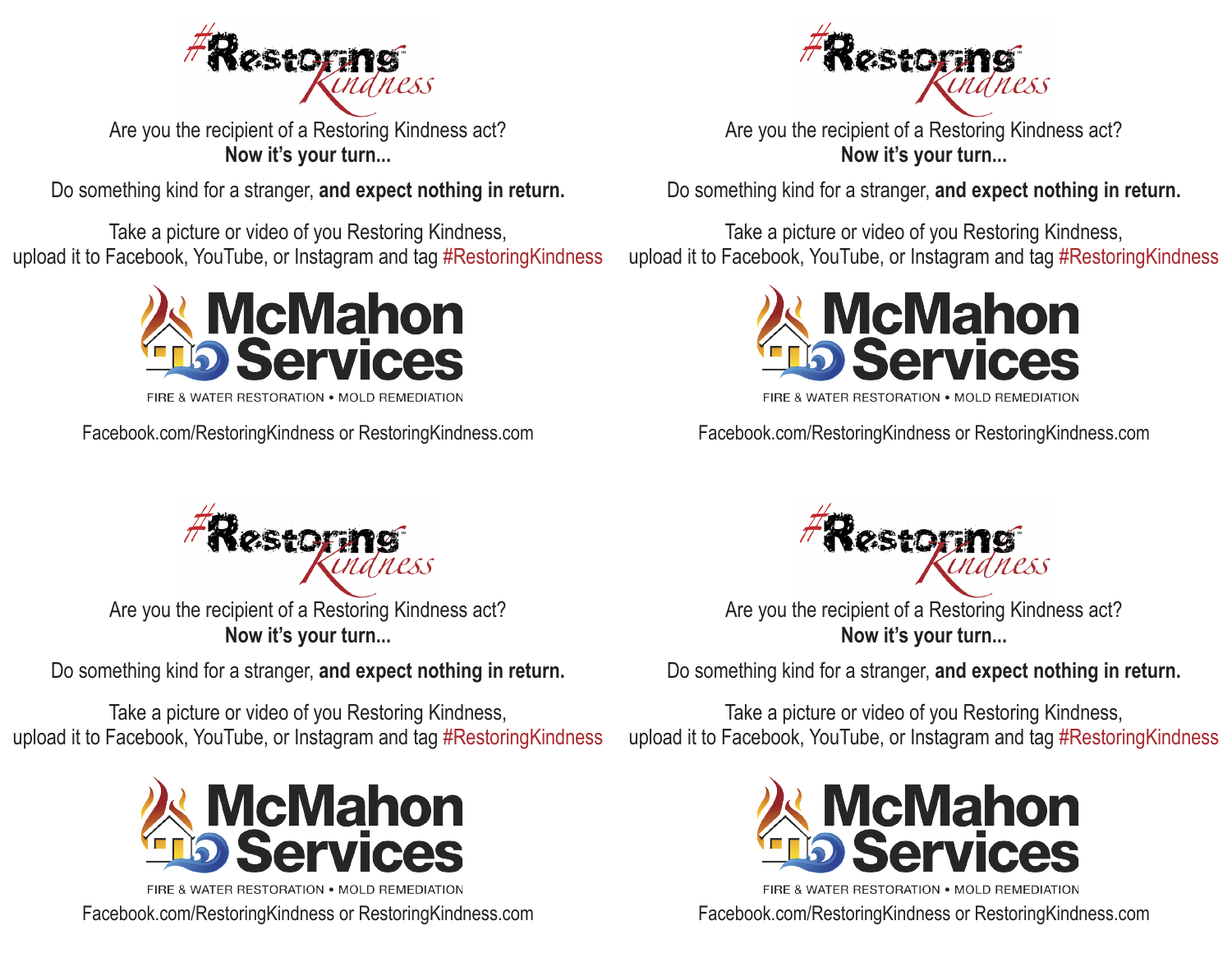#RestoringKindness

Are you the recipient of a Restoring Kindness act?
**Now it's your turn...**

Do something kind for a stranger, **and expect nothing in return.**

Take a picture or video of you Restoring Kindness,
upload it to Facebook, YouTube, or Instagram and tag #RestoringKindness

McMahon Services
FIRE & WATER RESTORATION • MOLD REMEDIATION

Facebook.com/RestoringKindness or RestoringKindness.com

#RestoringKindness

Are you the recipient of a Restoring Kindness act?
**Now it's your turn...**

Do something kind for a stranger, **and expect nothing in return.**

Take a picture or video of you Restoring Kindness,
upload it to Facebook, YouTube, or Instagram and tag #RestoringKindness

McMahon Services
FIRE & WATER RESTORATION • MOLD REMEDIATION

Facebook.com/RestoringKindness or RestoringKindness.com

#RestoringKindness

Are you the recipient of a Restoring Kindness act?
**Now it's your turn...**

Do something kind for a stranger, **and expect nothing in return.**

Take a picture or video of you Restoring Kindness,
upload it to Facebook, YouTube, or Instagram and tag #RestoringKindness

McMahon Services
FIRE & WATER RESTORATION • MOLD REMEDIATION

Facebook.com/RestoringKindness or RestoringKindness.com

#RestoringKindness

Are you the recipient of a Restoring Kindness act?
**Now it's your turn...**

Do something kind for a stranger, **and expect nothing in return.**

Take a picture or video of you Restoring Kindness,
upload it to Facebook, YouTube, or Instagram and tag #RestoringKindness

McMahon Services
FIRE & WATER RESTORATION • MOLD REMEDIATION

Facebook.com/RestoringKindness or RestoringKindness.com